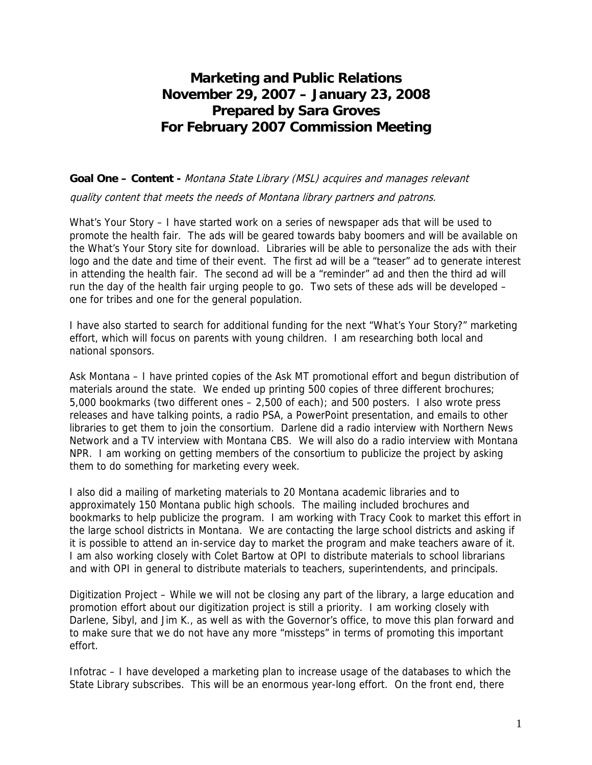# Marketing and Public Relations
# November 29, 2007 – January 23, 2008
# Prepared by Sara Groves
# For February 2007 Commission Meeting

**Goal One – Content -** *Montana State Library (MSL) acquires and manages relevant quality content that meets the needs of Montana library partners and patrons.*

What's Your Story – I have started work on a series of newspaper ads that will be used to promote the health fair. The ads will be geared towards baby boomers and will be available on the What's Your Story site for download. Libraries will be able to personalize the ads with their logo and the date and time of their event. The first ad will be a "teaser" ad to generate interest in attending the health fair. The second ad will be a "reminder" ad and then the third ad will run the day of the health fair urging people to go. Two sets of these ads will be developed – one for tribes and one for the general population.

I have also started to search for additional funding for the next "What's Your Story?" marketing effort, which will focus on parents with young children. I am researching both local and national sponsors.

Ask Montana – I have printed copies of the Ask MT promotional effort and begun distribution of materials around the state. We ended up printing 500 copies of three different brochures; 5,000 bookmarks (two different ones – 2,500 of each); and 500 posters. I also wrote press releases and have talking points, a radio PSA, a PowerPoint presentation, and emails to other libraries to get them to join the consortium. Darlene did a radio interview with Northern News Network and a TV interview with Montana CBS. We will also do a radio interview with Montana NPR. I am working on getting members of the consortium to publicize the project by asking them to do something for marketing every week.

I also did a mailing of marketing materials to 20 Montana academic libraries and to approximately 150 Montana public high schools. The mailing included brochures and bookmarks to help publicize the program. I am working with Tracy Cook to market this effort in the large school districts in Montana. We are contacting the large school districts and asking if it is possible to attend an in-service day to market the program and make teachers aware of it. I am also working closely with Colet Bartow at OPI to distribute materials to school librarians and with OPI in general to distribute materials to teachers, superintendents, and principals.

Digitization Project – While we will not be closing any part of the library, a large education and promotion effort about our digitization project is still a priority. I am working closely with Darlene, Sibyl, and Jim K., as well as with the Governor's office, to move this plan forward and to make sure that we do not have any more "missteps" in terms of promoting this important effort.

Infotrac – I have developed a marketing plan to increase usage of the databases to which the State Library subscribes. This will be an enormous year-long effort. On the front end, there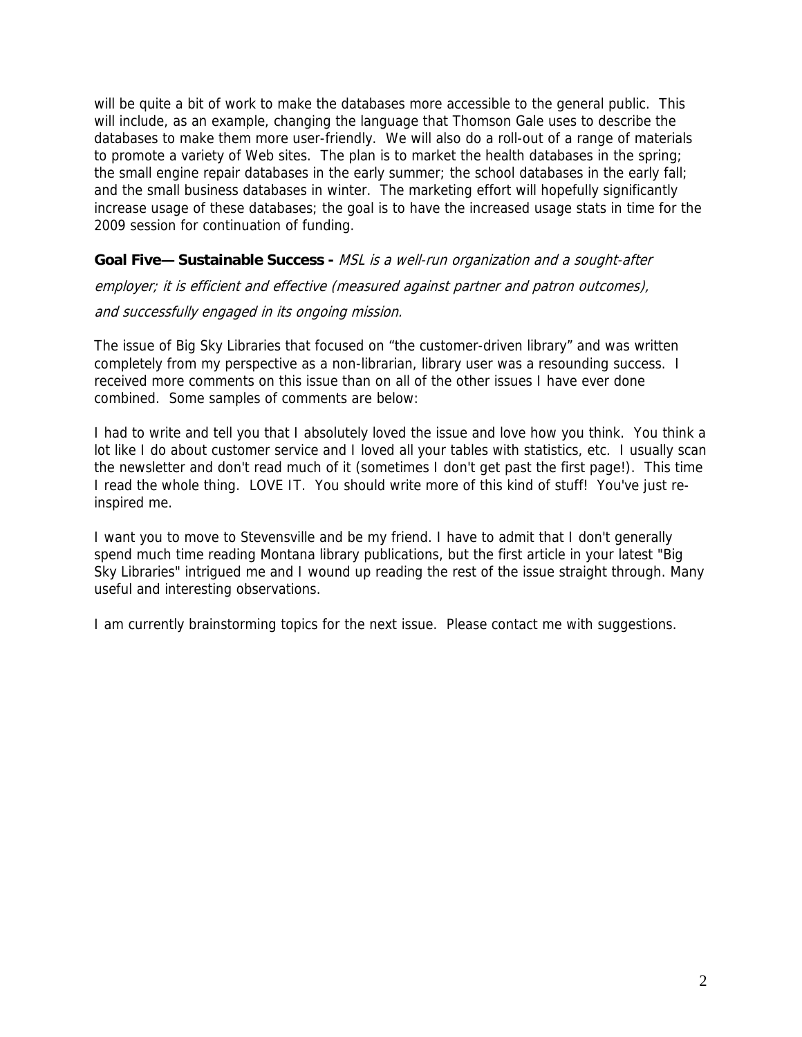will be quite a bit of work to make the databases more accessible to the general public. This will include, as an example, changing the language that Thomson Gale uses to describe the databases to make them more user-friendly. We will also do a roll-out of a range of materials to promote a variety of Web sites. The plan is to market the health databases in the spring; the small engine repair databases in the early summer; the school databases in the early fall; and the small business databases in winter. The marketing effort will hopefully significantly increase usage of these databases; the goal is to have the increased usage stats in time for the 2009 session for continuation of funding.

**Goal Five— Sustainable Success -** *MSL is a well-run organization and a sought-after employer; it is efficient and effective (measured against partner and patron outcomes), and successfully engaged in its ongoing mission.*

The issue of Big Sky Libraries that focused on "the customer-driven library" and was written completely from my perspective as a non-librarian, library user was a resounding success. I received more comments on this issue than on all of the other issues I have ever done combined. Some samples of comments are below:

I had to write and tell you that I absolutely loved the issue and love how you think. You think a lot like I do about customer service and I loved all your tables with statistics, etc. I usually scan the newsletter and don't read much of it (sometimes I don't get past the first page!). This time I read the whole thing. LOVE IT. You should write more of this kind of stuff! You've just re-inspired me.

I want you to move to Stevensville and be my friend. I have to admit that I don't generally spend much time reading Montana library publications, but the first article in your latest "Big Sky Libraries" intrigued me and I wound up reading the rest of the issue straight through. Many useful and interesting observations.

I am currently brainstorming topics for the next issue. Please contact me with suggestions.